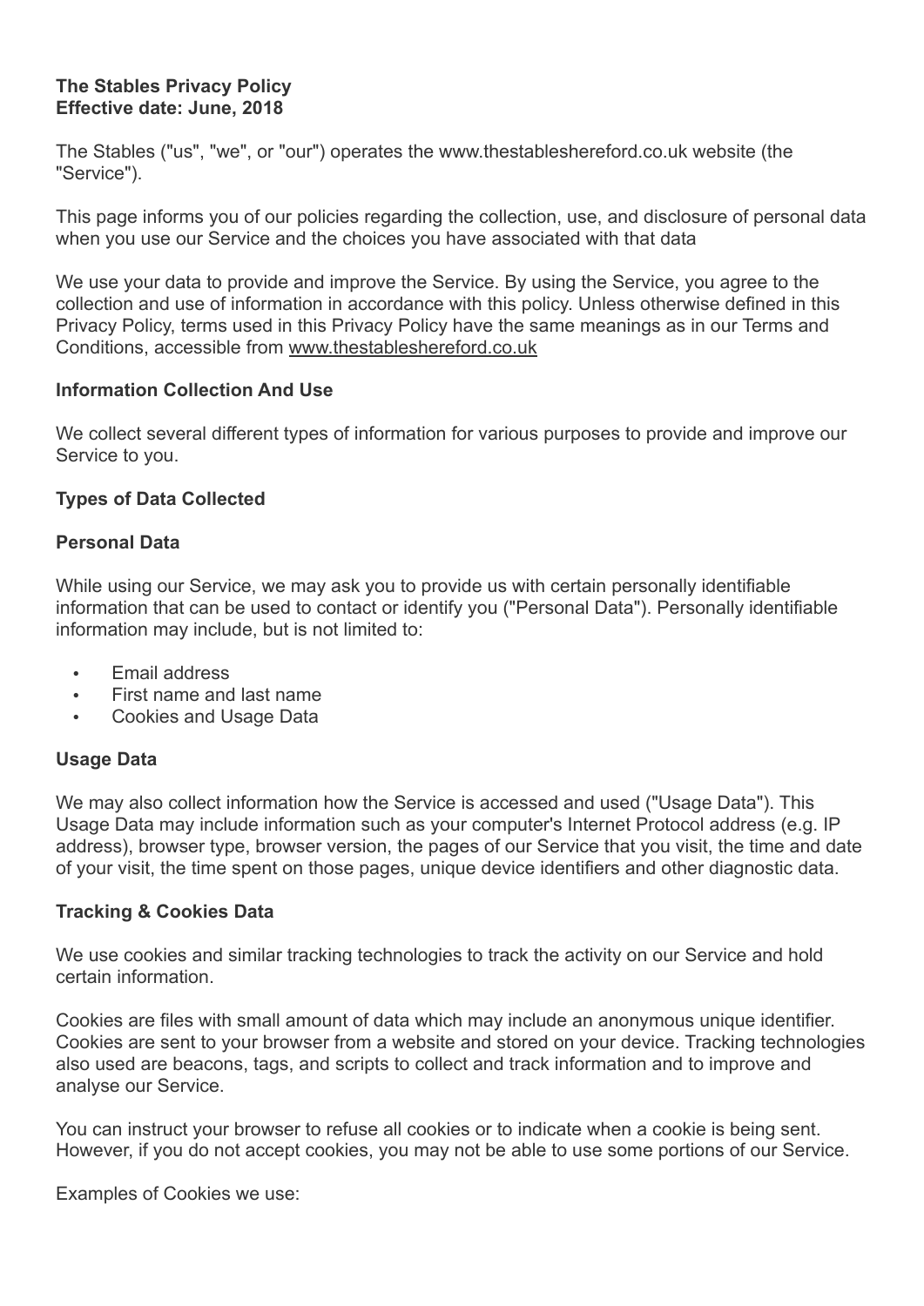**The Stables Privacy Policy**
**Effective date: June, 2018**

The Stables ("us", "we", or "our") operates the www.thestableshereford.co.uk website (the "Service").

This page informs you of our policies regarding the collection, use, and disclosure of personal data when you use our Service and the choices you have associated with that data

We use your data to provide and improve the Service. By using the Service, you agree to the collection and use of information in accordance with this policy. Unless otherwise defined in this Privacy Policy, terms used in this Privacy Policy have the same meanings as in our Terms and Conditions, accessible from www.thestableshereford.co.uk

## Information Collection And Use

We collect several different types of information for various purposes to provide and improve our Service to you.

### Types of Data Collected

### Personal Data

While using our Service, we may ask you to provide us with certain personally identifiable information that can be used to contact or identify you ("Personal Data"). Personally identifiable information may include, but is not limited to:

- Email address
- First name and last name
- Cookies and Usage Data

### Usage Data

We may also collect information how the Service is accessed and used ("Usage Data"). This Usage Data may include information such as your computer's Internet Protocol address (e.g. IP address), browser type, browser version, the pages of our Service that you visit, the time and date of your visit, the time spent on those pages, unique device identifiers and other diagnostic data.

### Tracking & Cookies Data

We use cookies and similar tracking technologies to track the activity on our Service and hold certain information.

Cookies are files with small amount of data which may include an anonymous unique identifier. Cookies are sent to your browser from a website and stored on your device. Tracking technologies also used are beacons, tags, and scripts to collect and track information and to improve and analyse our Service.

You can instruct your browser to refuse all cookies or to indicate when a cookie is being sent. However, if you do not accept cookies, you may not be able to use some portions of our Service.

Examples of Cookies we use: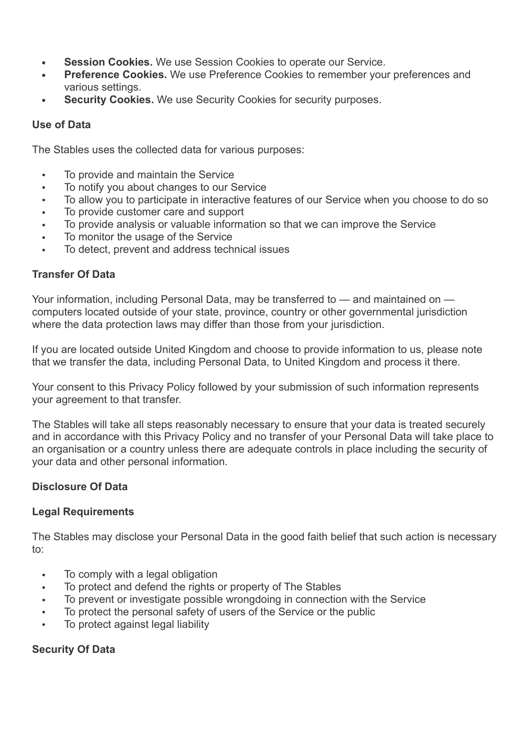- **Session Cookies.** We use Session Cookies to operate our Service.
- **Preference Cookies.** We use Preference Cookies to remember your preferences and various settings.
- **Security Cookies.** We use Security Cookies for security purposes.

### Use of Data

The Stables uses the collected data for various purposes:

- To provide and maintain the Service
- To notify you about changes to our Service
- To allow you to participate in interactive features of our Service when you choose to do so
- To provide customer care and support
- To provide analysis or valuable information so that we can improve the Service
- To monitor the usage of the Service
- To detect, prevent and address technical issues

### Transfer Of Data

Your information, including Personal Data, may be transferred to — and maintained on — computers located outside of your state, province, country or other governmental jurisdiction where the data protection laws may differ than those from your jurisdiction.

If you are located outside United Kingdom and choose to provide information to us, please note that we transfer the data, including Personal Data, to United Kingdom and process it there.

Your consent to this Privacy Policy followed by your submission of such information represents your agreement to that transfer.

The Stables will take all steps reasonably necessary to ensure that your data is treated securely and in accordance with this Privacy Policy and no transfer of your Personal Data will take place to an organisation or a country unless there are adequate controls in place including the security of your data and other personal information.

### Disclosure Of Data

### Legal Requirements

The Stables may disclose your Personal Data in the good faith belief that such action is necessary to:

- To comply with a legal obligation
- To protect and defend the rights or property of The Stables
- To prevent or investigate possible wrongdoing in connection with the Service
- To protect the personal safety of users of the Service or the public
- To protect against legal liability

### Security Of Data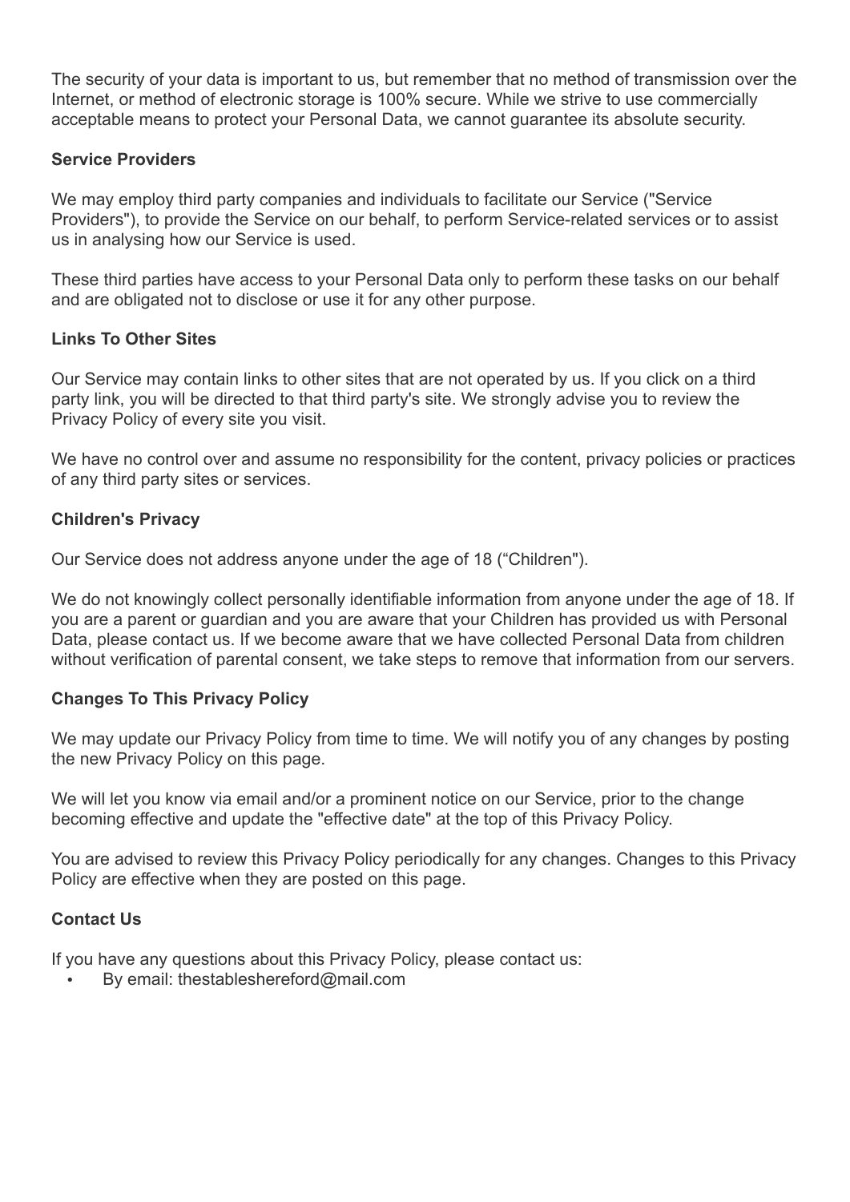The security of your data is important to us, but remember that no method of transmission over the Internet, or method of electronic storage is 100% secure. While we strive to use commercially acceptable means to protect your Personal Data, we cannot guarantee its absolute security.

**Service Providers**

We may employ third party companies and individuals to facilitate our Service ("Service Providers"), to provide the Service on our behalf, to perform Service-related services or to assist us in analysing how our Service is used.

These third parties have access to your Personal Data only to perform these tasks on our behalf and are obligated not to disclose or use it for any other purpose.

**Links To Other Sites**

Our Service may contain links to other sites that are not operated by us. If you click on a third party link, you will be directed to that third party's site. We strongly advise you to review the Privacy Policy of every site you visit.

We have no control over and assume no responsibility for the content, privacy policies or practices of any third party sites or services.

**Children's Privacy**

Our Service does not address anyone under the age of 18 (“Children").

We do not knowingly collect personally identifiable information from anyone under the age of 18. If you are a parent or guardian and you are aware that your Children has provided us with Personal Data, please contact us. If we become aware that we have collected Personal Data from children without verification of parental consent, we take steps to remove that information from our servers.

**Changes To This Privacy Policy**

We may update our Privacy Policy from time to time. We will notify you of any changes by posting the new Privacy Policy on this page.

We will let you know via email and/or a prominent notice on our Service, prior to the change becoming effective and update the "effective date" at the top of this Privacy Policy.

You are advised to review this Privacy Policy periodically for any changes. Changes to this Privacy Policy are effective when they are posted on this page.

**Contact Us**

If you have any questions about this Privacy Policy, please contact us:

- By email: thestableshereford@mail.com